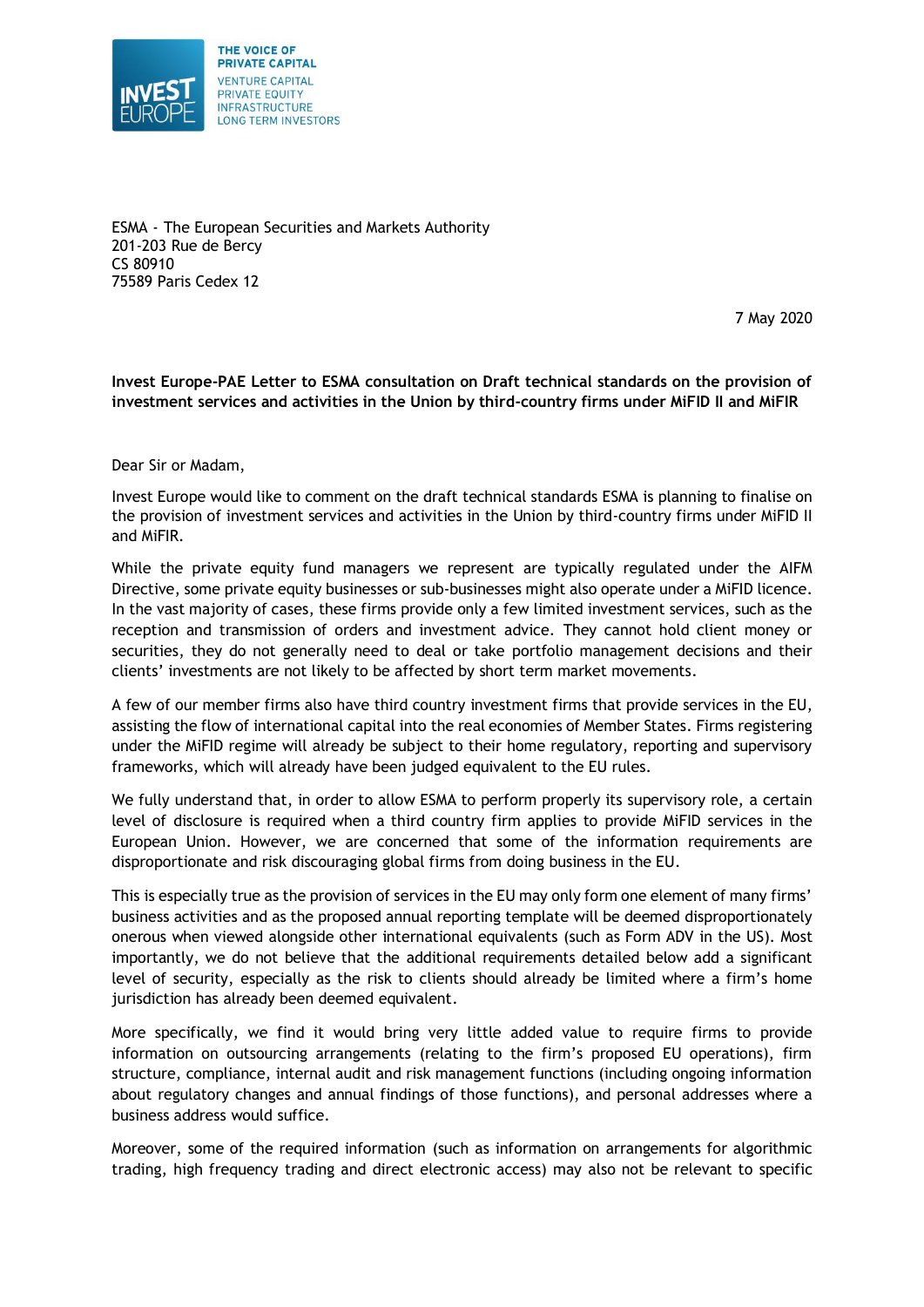THE VOICE OF PRIVATE CAPITAL
VENTURE CAPITAL
PRIVATE EQUITY
INFRASTRUCTURE
LONG TERM INVESTORS

ESMA - The European Securities and Markets Authority
201-203 Rue de Bercy
CS 80910
75589 Paris Cedex 12

7 May 2020

**Invest Europe-PAE Letter to ESMA consultation on Draft technical standards on the provision of investment services and activities in the Union by third-country firms under MiFID II and MiFIR**

Dear Sir or Madam,

Invest Europe would like to comment on the draft technical standards ESMA is planning to finalise on the provision of investment services and activities in the Union by third-country firms under MiFID II and MiFIR.

While the private equity fund managers we represent are typically regulated under the AIFM Directive, some private equity businesses or sub-businesses might also operate under a MiFID licence. In the vast majority of cases, these firms provide only a few limited investment services, such as the reception and transmission of orders and investment advice. They cannot hold client money or securities, they do not generally need to deal or take portfolio management decisions and their clients' investments are not likely to be affected by short term market movements.

A few of our member firms also have third country investment firms that provide services in the EU, assisting the flow of international capital into the real economies of Member States. Firms registering under the MiFID regime will already be subject to their home regulatory, reporting and supervisory frameworks, which will already have been judged equivalent to the EU rules.

We fully understand that, in order to allow ESMA to perform properly its supervisory role, a certain level of disclosure is required when a third country firm applies to provide MiFID services in the European Union. However, we are concerned that some of the information requirements are disproportionate and risk discouraging global firms from doing business in the EU.

This is especially true as the provision of services in the EU may only form one element of many firms' business activities and as the proposed annual reporting template will be deemed disproportionately onerous when viewed alongside other international equivalents (such as Form ADV in the US). Most importantly, we do not believe that the additional requirements detailed below add a significant level of security, especially as the risk to clients should already be limited where a firm's home jurisdiction has already been deemed equivalent.

More specifically, we find it would bring very little added value to require firms to provide information on outsourcing arrangements (relating to the firm's proposed EU operations), firm structure, compliance, internal audit and risk management functions (including ongoing information about regulatory changes and annual findings of those functions), and personal addresses where a business address would suffice.

Moreover, some of the required information (such as information on arrangements for algorithmic trading, high frequency trading and direct electronic access) may also not be relevant to specific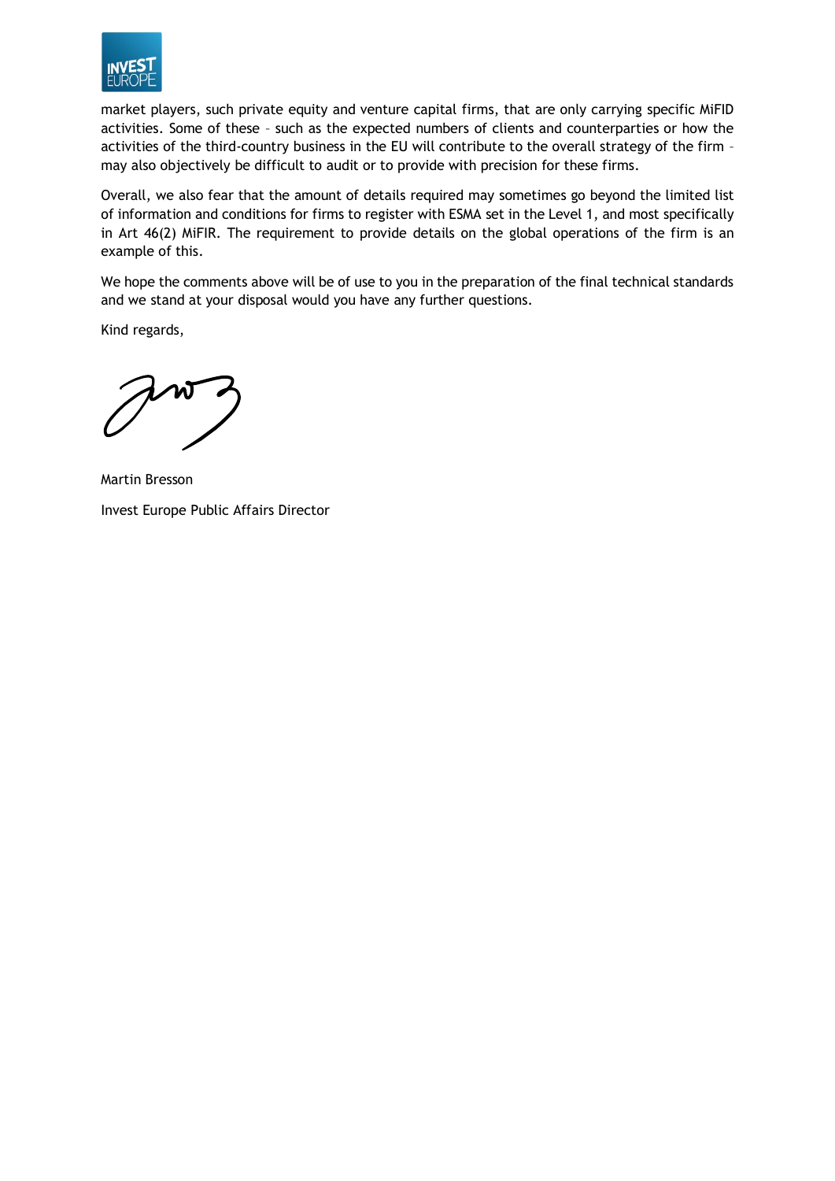market players, such private equity and venture capital firms, that are only carrying specific MiFID activities. Some of these – such as the expected numbers of clients and counterparties or how the activities of the third-country business in the EU will contribute to the overall strategy of the firm – may also objectively be difficult to audit or to provide with precision for these firms.

Overall, we also fear that the amount of details required may sometimes go beyond the limited list of information and conditions for firms to register with ESMA set in the Level 1, and most specifically in Art 46(2) MiFIR. The requirement to provide details on the global operations of the firm is an example of this.

We hope the comments above will be of use to you in the preparation of the final technical standards and we stand at your disposal would you have any further questions.

Kind regards,

Martin Bresson

Invest Europe Public Affairs Director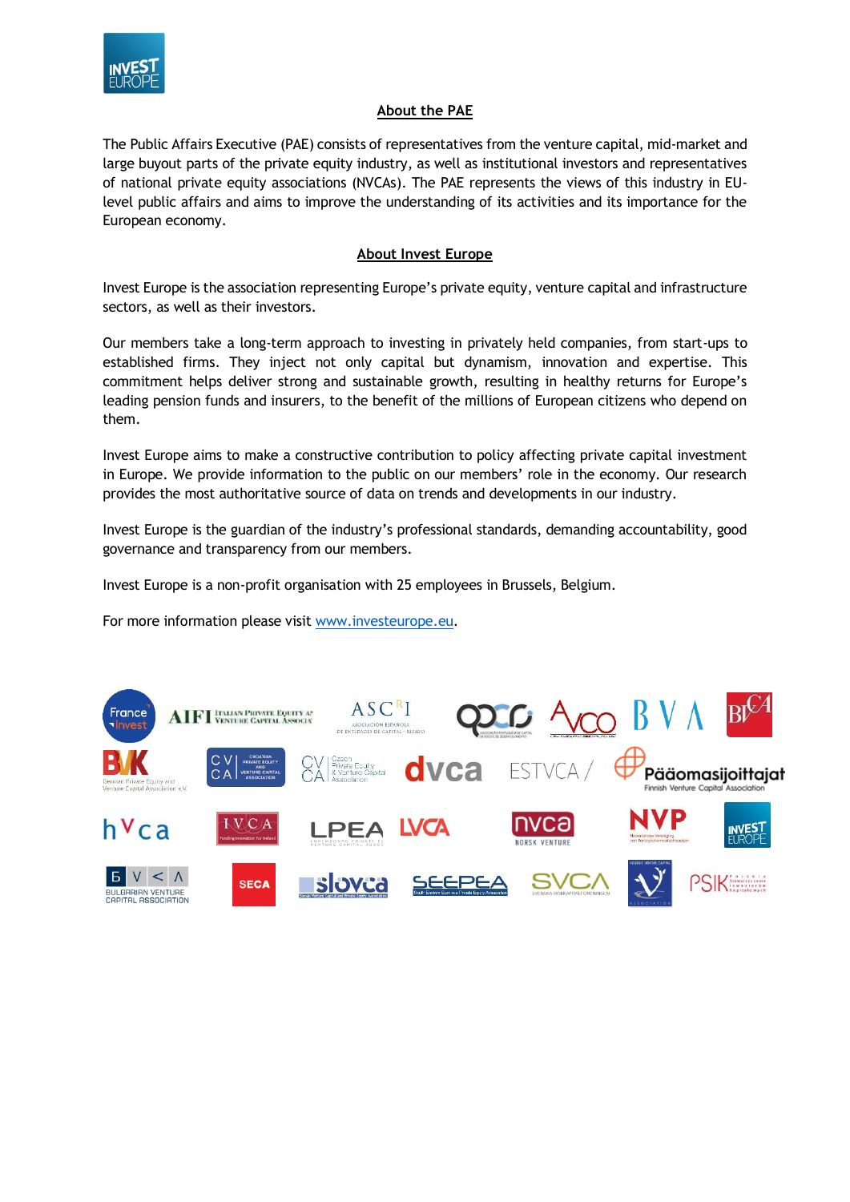## About the PAE

The Public Affairs Executive (PAE) consists of representatives from the venture capital, mid-market and large buyout parts of the private equity industry, as well as institutional investors and representatives of national private equity associations (NVCAs). The PAE represents the views of this industry in EU-level public affairs and aims to improve the understanding of its activities and its importance for the European economy.

## About Invest Europe

Invest Europe is the association representing Europe's private equity, venture capital and infrastructure sectors, as well as their investors.

Our members take a long-term approach to investing in privately held companies, from start-ups to established firms. They inject not only capital but dynamism, innovation and expertise. This commitment helps deliver strong and sustainable growth, resulting in healthy returns for Europe's leading pension funds and insurers, to the benefit of the millions of European citizens who depend on them.

Invest Europe aims to make a constructive contribution to policy affecting private capital investment in Europe. We provide information to the public on our members' role in the economy. Our research provides the most authoritative source of data on trends and developments in our industry.

Invest Europe is the guardian of the industry's professional standards, demanding accountability, good governance and transparency from our members.

Invest Europe is a non-profit organisation with 25 employees in Brussels, Belgium.

For more information please visit www.investeurope.eu.